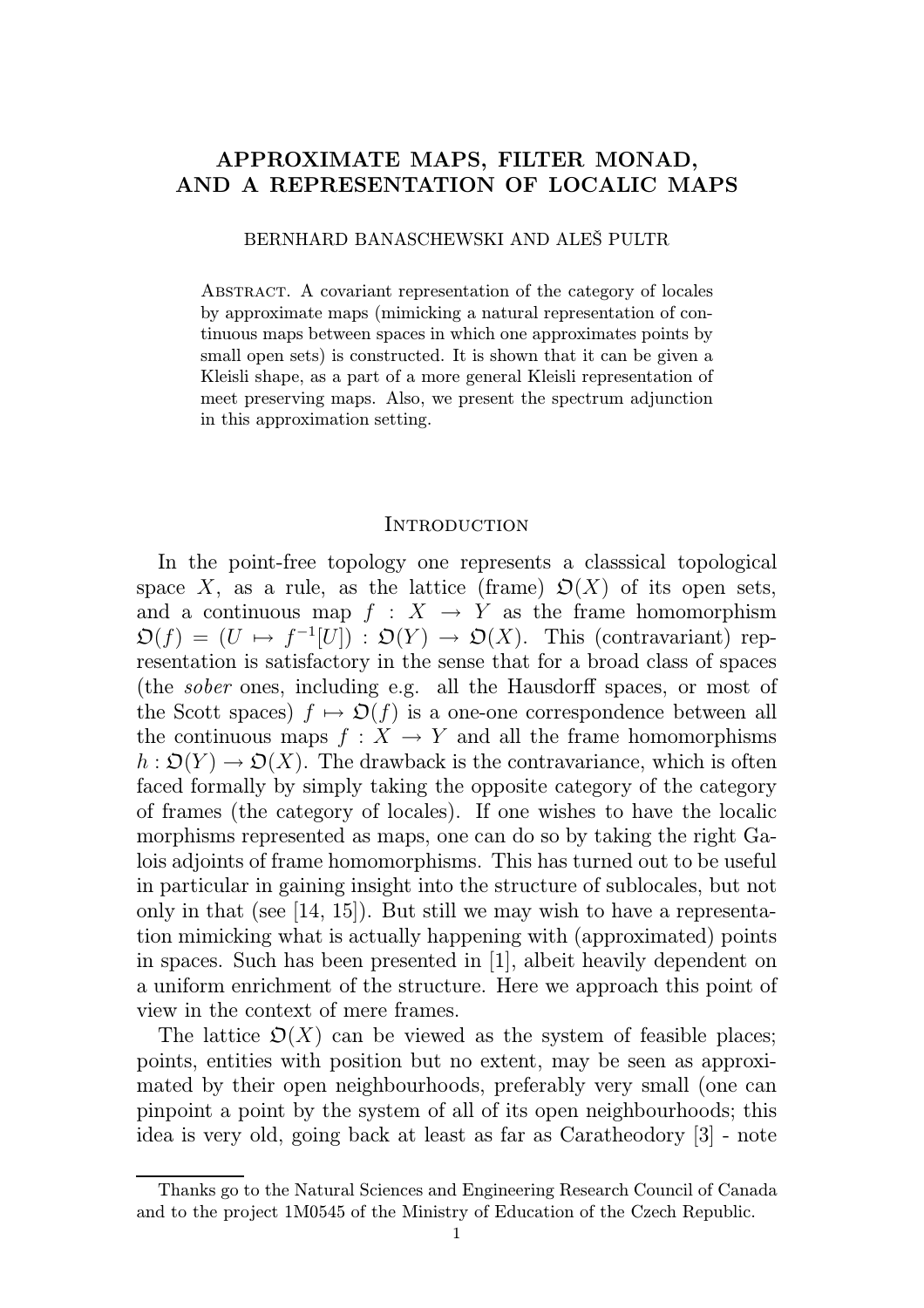# APPROXIMATE MAPS, FILTER MONAD, AND A REPRESENTATION OF LOCALIC MAPS

BERNHARD BANASCHEWSKI AND ALEŠ PULTR

Abstract. A covariant representation of the category of locales by approximate maps (mimicking a natural representation of continuous maps between spaces in which one approximates points by small open sets) is constructed. It is shown that it can be given a Kleisli shape, as a part of a more general Kleisli representation of meet preserving maps. Also, we present the spectrum adjunction in this approximation setting.

## Introduction

In the point-free topology one represents a classsical topological space $X$, as a rule, as the lattice (frame) $\mathfrak{O}(X)$ of its open sets, and a continuous map $f : X \to Y$ as the frame homomorphism $\mathfrak{O}(f) = (U \mapsto f^{-1}[U]) : \mathfrak{O}(Y) \to \mathfrak{O}(X)$. This (contravariant) representation is satisfactory in the sense that for a broad class of spaces (the *sober* ones, including e.g. all the Hausdorff spaces, or most of the Scott spaces) $f \mapsto \mathfrak{O}(f)$ is a one-one correspondence between all the continuous maps $f : X \to Y$ and all the frame homomorphisms $h : \mathfrak{O}(Y) \to \mathfrak{O}(X)$. The drawback is the contravariance, which is often faced formally by simply taking the opposite category of the category of frames (the category of locales). If one wishes to have the localic morphisms represented as maps, one can do so by taking the right Galois adjoints of frame homomorphisms. This has turned out to be useful in particular in gaining insight into the structure of sublocales, but not only in that (see [14, 15]). But still we may wish to have a representation mimicking what is actually happening with (approximated) points in spaces. Such has been presented in [1], albeit heavily dependent on a uniform enrichment of the structure. Here we approach this point of view in the context of mere frames.

The lattice $\mathfrak{O}(X)$ can be viewed as the system of feasible places; points, entities with position but no extent, may be seen as approximated by their open neighbourhoods, preferably very small (one can pinpoint a point by the system of all of its open neighbourhoods; this idea is very old, going back at least as far as Caratheodory [3] - note

---

Thanks go to the Natural Sciences and Engineering Research Council of Canada and to the project 1M0545 of the Ministry of Education of the Czech Republic.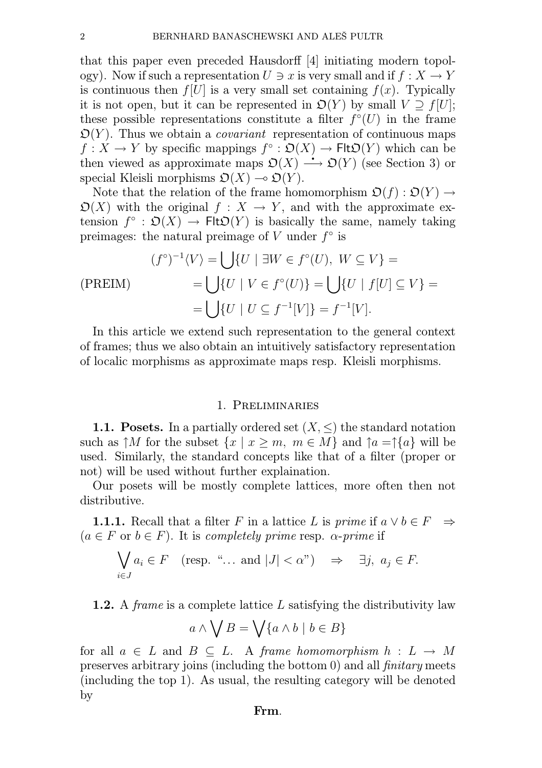that this paper even preceded Hausdorff [4] initiating modern topology). Now if such a representation $U \ni x$ is very small and if $f : X \to Y$ is continuous then $f[U]$ is a very small set containing $f(x)$. Typically it is not open, but it can be represented in $\mathfrak{O}(Y)$ by small $V \supseteq f[U]$; these possible representations constitute a filter $f^\circ(U)$ in the frame $\mathfrak{O}(Y)$. Thus we obtain a *covariant* representation of continuous maps $f : X \to Y$ by specific mappings $f^\circ : \mathfrak{O}(X) \to \mathsf{Flt}\mathfrak{O}(Y)$ which can be then viewed as approximate maps $\mathfrak{O}(X) \xrightarrow{\bullet} \mathfrak{O}(Y)$ (see Section 3) or special Kleisli morphisms $\mathfrak{O}(X) \multimap \mathfrak{O}(Y)$.

Note that the relation of the frame homomorphism $\mathfrak{O}(f) : \mathfrak{O}(Y) \to \mathfrak{O}(X)$ with the original $f : X \to Y$, and with the approximate extension $f^\circ : \mathfrak{O}(X) \to \mathsf{Flt}\mathfrak{O}(Y)$ is basically the same, namely taking preimages: the natural preimage of $V$ under $f^\circ$ is

$$
\begin{aligned}
(f^\circ)^{-1}\langle V\rangle &= \bigcup\{U \mid \exists W \in f^\circ(U),\ W \subseteq V\} = \\
\text{(PREIM)} \qquad &= \bigcup\{U \mid V \in f^\circ(U)\} = \bigcup\{U \mid f[U] \subseteq V\} = \\
&= \bigcup\{U \mid U \subseteq f^{-1}[V]\} = f^{-1}[V].
\end{aligned}
$$

In this article we extend such representation to the general context of frames; thus we also obtain an intuitively satisfactory representation of localic morphisms as approximate maps resp. Kleisli morphisms.

## 1. Preliminaries

**1.1. Posets.** In a partially ordered set $(X, \leq)$ the standard notation such as $\uparrow M$ for the subset $\{x \mid x \geq m,\ m \in M\}$ and $\uparrow a = \uparrow\{a\}$ will be used. Similarly, the standard concepts like that of a filter (proper or not) will be used without further explaination.

Our posets will be mostly complete lattices, more often then not distributive.

**1.1.1.** Recall that a filter $F$ in a lattice $L$ is *prime* if $a \vee b \in F \;\Rightarrow\; (a \in F \text{ or } b \in F)$. It is *completely prime* resp. *$\alpha$-prime* if

$$\bigvee_{i \in J} a_i \in F \quad (\text{resp. "}\ldots \text{ and } |J| < \alpha\text{"}) \quad \Rightarrow \quad \exists j,\ a_j \in F.$$

**1.2.** A *frame* is a complete lattice $L$ satisfying the distributivity law

$$a \wedge \bigvee B = \bigvee\{a \wedge b \mid b \in B\}$$

for all $a \in L$ and $B \subseteq L$. A *frame homomorphism* $h : L \to M$ preserves arbitrary joins (including the bottom 0) and all *finitary* meets (including the top 1). As usual, the resulting category will be denoted by

**Frm**.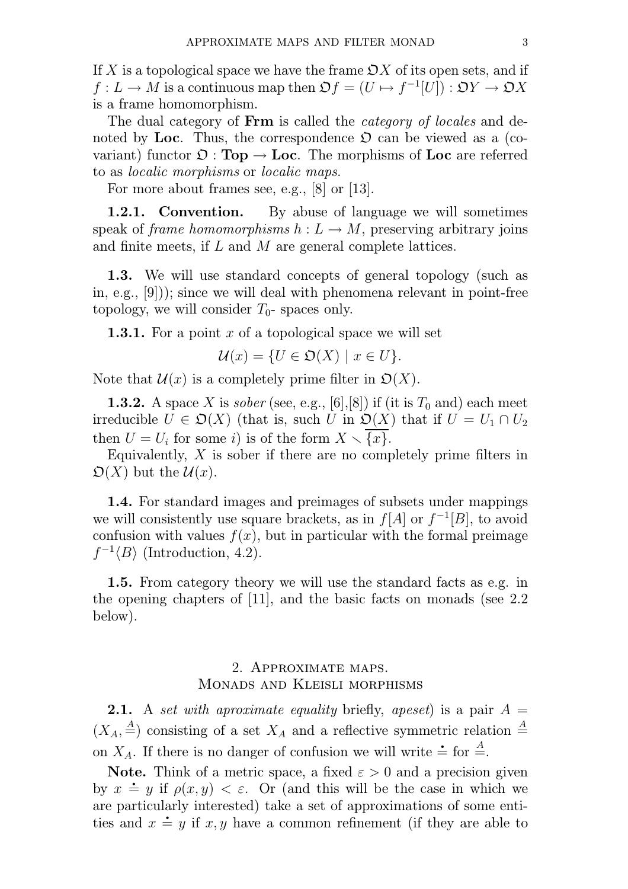If $X$ is a topological space we have the frame $\mathfrak{O}X$ of its open sets, and if $f : L \to M$ is a continuous map then $\mathfrak{O}f = (U \mapsto f^{-1}[U]) : \mathfrak{O}Y \to \mathfrak{O}X$ is a frame homomorphism.

The dual category of **Frm** is called the *category of locales* and denoted by **Loc**. Thus, the correspondence $\mathfrak{O}$ can be viewed as a (covariant) functor $\mathfrak{O} : \mathbf{Top} \to \mathbf{Loc}$. The morphisms of **Loc** are referred to as *localic morphisms* or *localic maps*.

For more about frames see, e.g., [8] or [13].

**1.2.1. Convention.** By abuse of language we will sometimes speak of *frame homomorphisms* $h : L \to M$, preserving arbitrary joins and finite meets, if $L$ and $M$ are general complete lattices.

**1.3.** We will use standard concepts of general topology (such as in, e.g., [9])); since we will deal with phenomena relevant in point-free topology, we will consider $T_0$- spaces only.

**1.3.1.** For a point $x$ of a topological space we will set

$$\mathcal{U}(x) = \{U \in \mathfrak{O}(X) \mid x \in U\}.$$

Note that $\mathcal{U}(x)$ is a completely prime filter in $\mathfrak{O}(X)$.

**1.3.2.** A space $X$ is *sober* (see, e.g., [6],[8]) if (it is $T_0$ and) each meet irreducible $U \in \mathfrak{O}(X)$ (that is, such $U$ in $\mathfrak{O}(X)$ that if $U = U_1 \cap U_2$ then $U = U_i$ for some $i$) is of the form $X \smallsetminus \overline{\{x\}}$.

Equivalently, $X$ is sober if there are no completely prime filters in $\mathfrak{O}(X)$ but the $\mathcal{U}(x)$.

**1.4.** For standard images and preimages of subsets under mappings we will consistently use square brackets, as in $f[A]$ or $f^{-1}[B]$, to avoid confusion with values $f(x)$, but in particular with the formal preimage $f^{-1}\langle B\rangle$ (Introduction, 4.2).

**1.5.** From category theory we will use the standard facts as e.g. in the opening chapters of [11], and the basic facts on monads (see 2.2 below).

## 2. Approximate maps. Monads and Kleisli morphisms

**2.1.** A *set with aproximate equality* briefly, *apeset*) is a pair $A = (X_A, \overset{A}{=})$ consisting of a set $X_A$ and a reflective symmetric relation $\overset{A}{=}$ on $X_A$. If there is no danger of confusion we will write $\doteq$ for $\overset{A}{=}$.

**Note.** Think of a metric space, a fixed $\varepsilon > 0$ and a precision given by $x \doteq y$ if $\rho(x, y) < \varepsilon$. Or (and this will be the case in which we are particularly interested) take a set of approximations of some entities and $x \doteq y$ if $x, y$ have a common refinement (if they are able to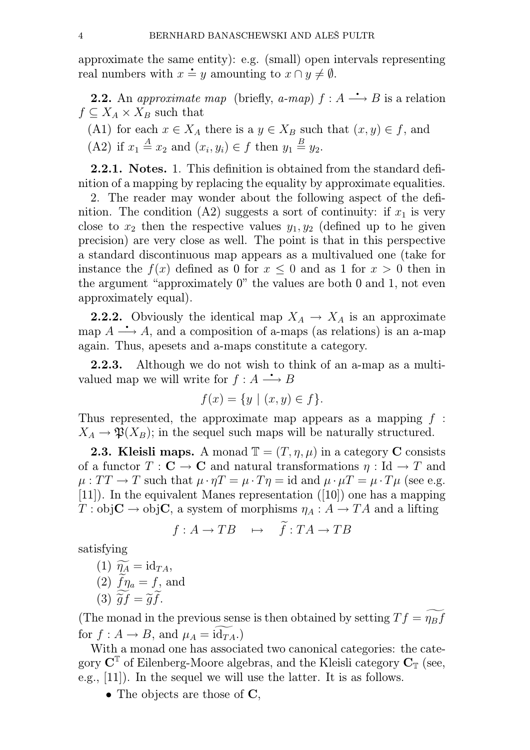approximate the same entity): e.g. (small) open intervals representing real numbers with $x \doteq y$ amounting to $x \cap y \neq \emptyset$.

**2.2.** An *approximate map* (briefly, *a-map*) $f : A \overset{\bullet}{\longrightarrow} B$ is a relation $f \subseteq X_A \times X_B$ such that

(A1) for each $x \in X_A$ there is a $y \in X_B$ such that $(x, y) \in f$, and

(A2) if $x_1 \overset{A}{\doteq} x_2$ and $(x_i, y_i) \in f$ then $y_1 \overset{B}{\doteq} y_2$.

**2.2.1. Notes.** 1. This definition is obtained from the standard definition of a mapping by replacing the equality by approximate equalities.

2. The reader may wonder about the following aspect of the definition. The condition (A2) suggests a sort of continuity: if $x_1$ is very close to $x_2$ then the respective values $y_1, y_2$ (defined up to he given precision) are very close as well. The point is that in this perspective a standard discontinuous map appears as a multivalued one (take for instance the $f(x)$ defined as 0 for $x \leq 0$ and as 1 for $x > 0$ then in the argument "approximately 0" the values are both 0 and 1, not even approximately equal).

**2.2.2.** Obviously the identical map $X_A \to X_A$ is an approximate map $A \overset{\bullet}{\longrightarrow} A$, and a composition of a-maps (as relations) is an a-map again. Thus, apesets and a-maps constitute a category.

**2.2.3.** Although we do not wish to think of an a-map as a multivalued map we will write for $f : A \overset{\bullet}{\longrightarrow} B$

$$f(x) = \{y \mid (x, y) \in f\}.$$

Thus represented, the approximate map appears as a mapping $f : X_A \to \mathfrak{P}(X_B)$; in the sequel such maps will be naturally structured.

**2.3. Kleisli maps.** A monad $\mathbb{T} = (T, \eta, \mu)$ in a category $\mathbf{C}$ consists of a functor $T : \mathbf{C} \to \mathbf{C}$ and natural transformations $\eta : \mathrm{Id} \to T$ and $\mu : TT \to T$ such that $\mu \cdot \eta T = \mu \cdot T\eta = \mathrm{id}$ and $\mu \cdot \mu T = \mu \cdot T\mu$ (see e.g. [11]). In the equivalent Manes representation ([10]) one has a mapping $T : \mathrm{obj}\mathbf{C} \to \mathrm{obj}\mathbf{C}$, a system of morphisms $\eta_A : A \to TA$ and a lifting

$$f : A \to TB \quad \mapsto \quad \widetilde{f} : TA \to TB$$

satisfying

(1) $\widetilde{\eta_A} = \mathrm{id}_{TA}$,

(2) $\widetilde{f}\eta_a = f$, and

(3) $\widetilde{\widetilde{g}f} = \widetilde{g}\widetilde{f}$.

(The monad in the previous sense is then obtained by setting $Tf = \widetilde{\eta_B f}$ for $f : A \to B$, and $\mu_A = \widetilde{\mathrm{id}_{TA}}$.)

With a monad one has associated two canonical categories: the category $\mathbf{C}^{\mathbb{T}}$ of Eilenberg-Moore algebras, and the Kleisli category $\mathbf{C}_{\mathbb{T}}$ (see, e.g., [11]). In the sequel we will use the latter. It is as follows.

- The objects are those of $\mathbf{C}$,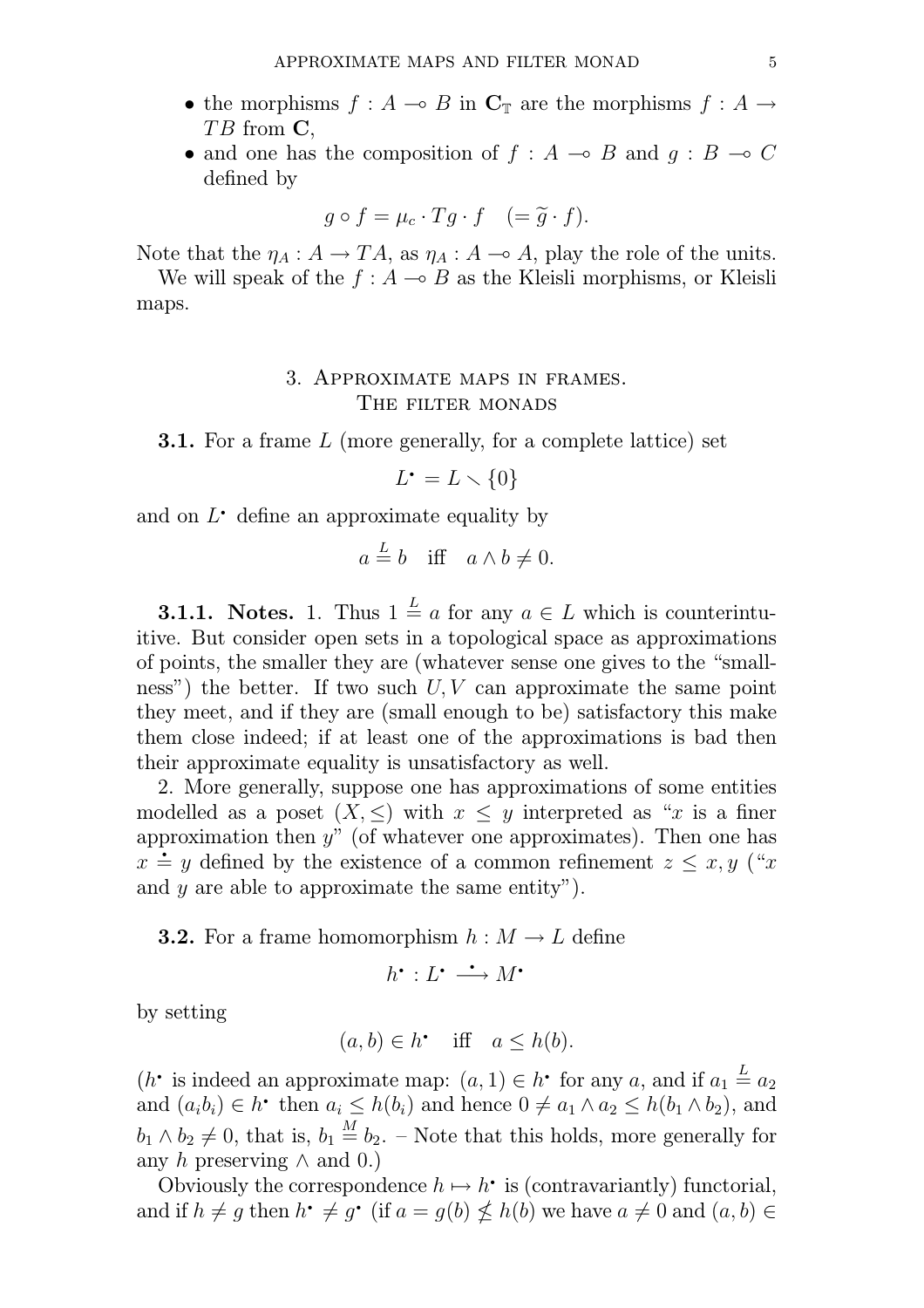- the morphisms $f : A \multimap B$ in $\mathbf{C}_{\mathbb{T}}$ are the morphisms $f : A \to TB$ from $\mathbf{C}$,
- and one has the composition of $f : A \multimap B$ and $g : B \multimap C$ defined by

$$g \circ f = \mu_c \cdot Tg \cdot f \quad (= \widetilde{g} \cdot f).$$

Note that the $\eta_A : A \to TA$, as $\eta_A : A \multimap A$, play the role of the units.

We will speak of the $f : A \multimap B$ as the Kleisli morphisms, or Kleisli maps.

## 3. Approximate maps in frames. The filter monads

**3.1.** For a frame $L$ (more generally, for a complete lattice) set

$$L^{\bullet} = L \smallsetminus \{0\}$$

and on $L^{\bullet}$ define an approximate equality by

$$a \overset{L}{\doteq} b \quad \text{iff} \quad a \wedge b \neq 0.$$

**3.1.1. Notes.** 1. Thus $1 \overset{L}{\doteq} a$ for any $a \in L$ which is counterintuitive. But consider open sets in a topological space as approximations of points, the smaller they are (whatever sense one gives to the "smallness") the better. If two such $U, V$ can approximate the same point they meet, and if they are (small enough to be) satisfactory this make them close indeed; if at least one of the approximations is bad then their approximate equality is unsatisfactory as well.

2. More generally, suppose one has approximations of some entities modelled as a poset $(X, \leq)$ with $x \leq y$ interpreted as "$x$ is a finer approximation then $y$" (of whatever one approximates). Then one has $x \doteq y$ defined by the existence of a common refinement $z \leq x, y$ ("$x$ and $y$ are able to approximate the same entity").

**3.2.** For a frame homomorphism $h : M \to L$ define

$$h^{\bullet} : L^{\bullet} \overset{\bullet}{\longrightarrow} M^{\bullet}$$

by setting

$$(a, b) \in h^{\bullet} \quad \text{iff} \quad a \leq h(b).$$

($h^{\bullet}$ is indeed an approximate map: $(a, 1) \in h^{\bullet}$ for any $a$, and if $a_1 \overset{L}{\doteq} a_2$ and $(a_i b_i) \in h^{\bullet}$ then $a_i \leq h(b_i)$ and hence $0 \neq a_1 \wedge a_2 \leq h(b_1 \wedge b_2)$, and $b_1 \wedge b_2 \neq 0$, that is, $b_1 \overset{M}{\doteq} b_2$. – Note that this holds, more generally for any $h$ preserving $\wedge$ and $0$.)

Obviously the correspondence $h \mapsto h^{\bullet}$ is (contravariantly) functorial, and if $h \neq g$ then $h^{\bullet} \neq g^{\bullet}$ (if $a = g(b) \nleq h(b)$ we have $a \neq 0$ and $(a, b) \in$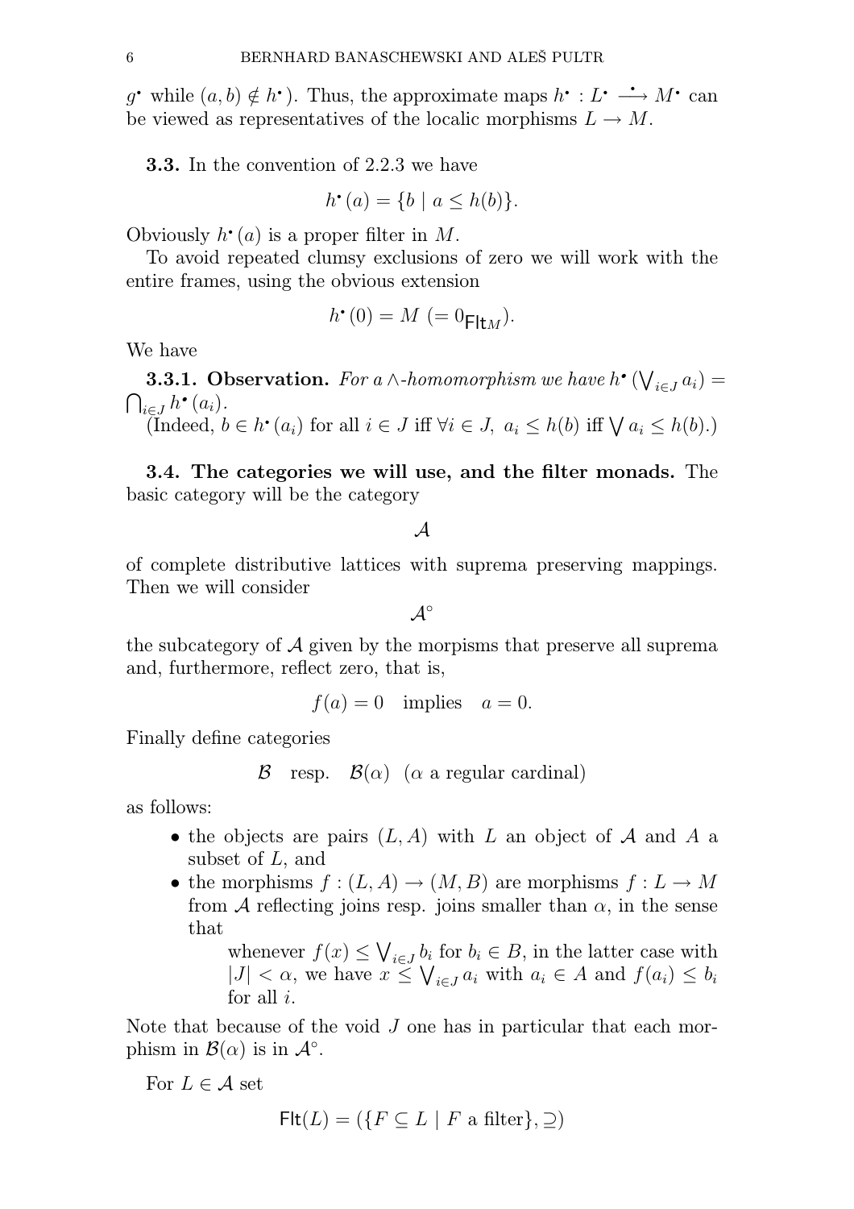$g^\bullet$ while $(a,b) \notin h^\bullet$). Thus, the approximate maps $h^\bullet : L^\bullet \overset{\bullet}{\longrightarrow} M^\bullet$ can be viewed as representatives of the localic morphisms $L \to M$.

**3.3.** In the convention of 2.2.3 we have

$$h^\bullet(a) = \{b \mid a \leq h(b)\}.$$

Obviously $h^\bullet(a)$ is a proper filter in $M$.

To avoid repeated clumsy exclusions of zero we will work with the entire frames, using the obvious extension

$$h^\bullet(0) = M \ (= 0_{\mathsf{Flt}M}).$$

We have

**3.3.1. Observation.** *For a $\wedge$-homomorphism we have* $h^\bullet(\bigvee_{i\in J} a_i) = \bigcap_{i\in J} h^\bullet(a_i)$.

(Indeed, $b \in h^\bullet(a_i)$ for all $i \in J$ iff $\forall i \in J,\ a_i \leq h(b)$ iff $\bigvee a_i \leq h(b)$.)

**3.4. The categories we will use, and the filter monads.** The basic category will be the category

$$\mathcal{A}$$

of complete distributive lattices with suprema preserving mappings. Then we will consider

$$\mathcal{A}^\circ$$

the subcategory of $\mathcal{A}$ given by the morpisms that preserve all suprema and, furthermore, reflect zero, that is,

$$f(a) = 0 \quad \text{implies} \quad a = 0.$$

Finally define categories

$$\mathcal{B} \quad \text{resp.} \quad \mathcal{B}(\alpha) \quad (\alpha \text{ a regular cardinal})$$

as follows:

- the objects are pairs $(L, A)$ with $L$ an object of $\mathcal{A}$ and $A$ a subset of $L$, and
- the morphisms $f : (L, A) \to (M, B)$ are morphisms $f : L \to M$ from $\mathcal{A}$ reflecting joins resp. joins smaller than $\alpha$, in the sense that

  whenever $f(x) \leq \bigvee_{i\in J} b_i$ for $b_i \in B$, in the latter case with $|J| < \alpha$, we have $x \leq \bigvee_{i\in J} a_i$ with $a_i \in A$ and $f(a_i) \leq b_i$ for all $i$.

Note that because of the void $J$ one has in particular that each morphism in $\mathcal{B}(\alpha)$ is in $\mathcal{A}^\circ$.

For $L \in \mathcal{A}$ set

$$\mathsf{Flt}(L) = (\{F \subseteq L \mid F \text{ a filter}\}, \supseteq)$$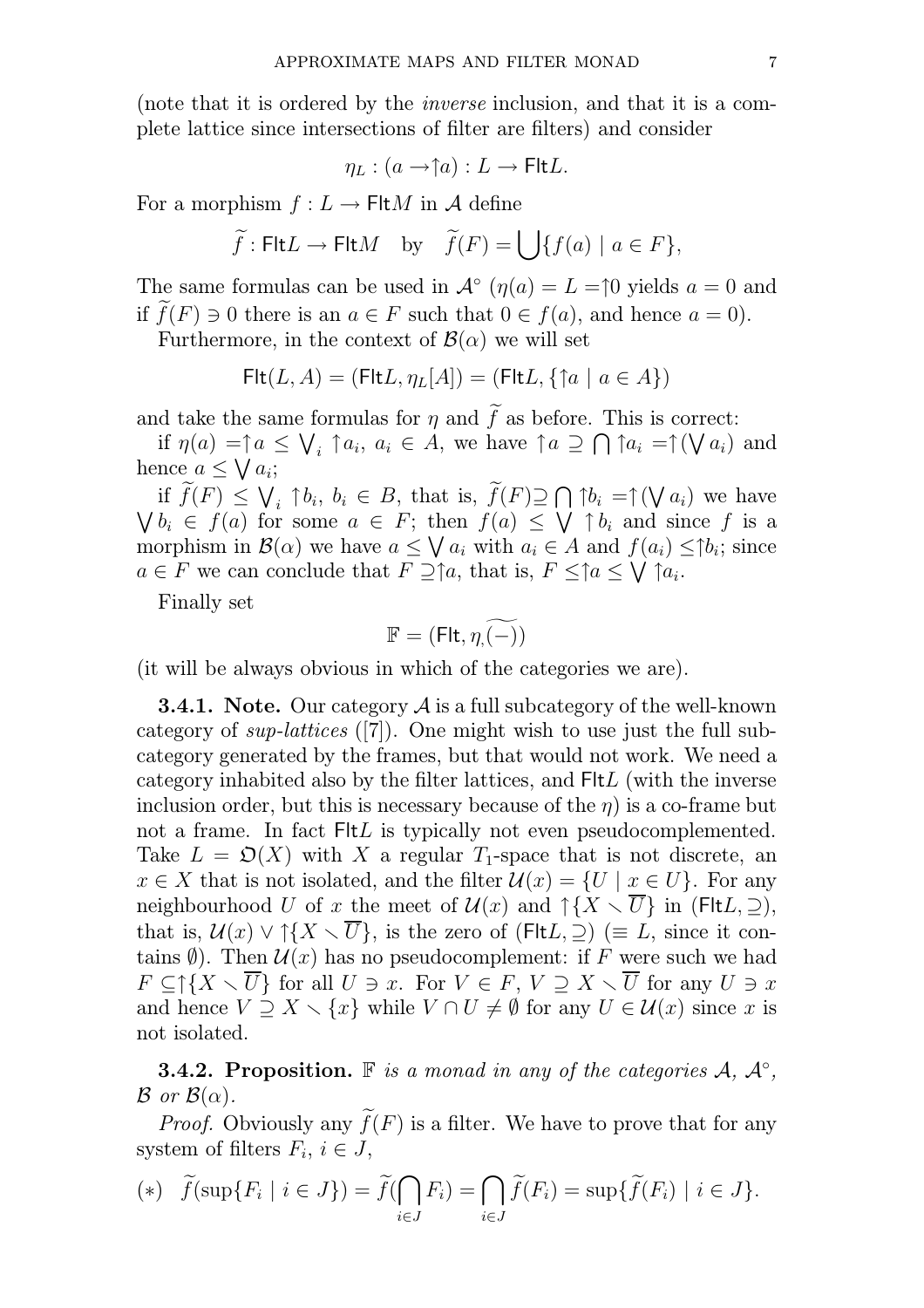(note that it is ordered by the *inverse* inclusion, and that it is a complete lattice since intersections of filter are filters) and consider

$$\eta_L : (a \to \uparrow a) : L \to \mathsf{Flt}L.$$

For a morphism $f : L \to \mathsf{Flt}M$ in $\mathcal{A}$ define

$$\widetilde{f} : \mathsf{Flt}L \to \mathsf{Flt}M \quad \text{by} \quad \widetilde{f}(F) = \bigcup\{f(a) \mid a \in F\},$$

The same formulas can be used in $\mathcal{A}^\circ$ ($\eta(a) = L = \uparrow 0$ yields $a = 0$ and if $\widetilde{f}(F) \ni 0$ there is an $a \in F$ such that $0 \in f(a)$, and hence $a = 0$).

Furthermore, in the context of $\mathcal{B}(\alpha)$ we will set

$$\mathsf{Flt}(L, A) = (\mathsf{Flt}L, \eta_L[A]) = (\mathsf{Flt}L, \{\uparrow a \mid a \in A\})$$

and take the same formulas for $\eta$ and $\widetilde{f}$ as before. This is correct:

if $\eta(a) = \uparrow a \le \bigvee_i \uparrow a_i$, $a_i \in A$, we have $\uparrow a \supseteq \bigcap \uparrow a_i = \uparrow(\bigvee a_i)$ and hence $a \le \bigvee a_i$;

if $\widetilde{f}(F) \le \bigvee_i \uparrow b_i$, $b_i \in B$, that is, $\widetilde{f}(F) \supseteq \bigcap \uparrow b_i = \uparrow(\bigvee a_i)$ we have $\bigvee b_i \in f(a)$ for some $a \in F$; then $f(a) \le \bigvee \uparrow b_i$ and since $f$ is a morphism in $\mathcal{B}(\alpha)$ we have $a \le \bigvee a_i$ with $a_i \in A$ and $f(a_i) \le \uparrow b_i$; since $a \in F$ we can conclude that $F \supseteq \uparrow a$, that is, $F \le \uparrow a \le \bigvee \uparrow a_i$.

Finally set

$$\mathbb{F} = (\mathsf{Flt}, \eta, \widetilde{(-)})$$

(it will be always obvious in which of the categories we are).

**3.4.1. Note.** Our category $\mathcal{A}$ is a full subcategory of the well-known category of *sup-lattices* ([7]). One might wish to use just the full subcategory generated by the frames, but that would not work. We need a category inhabited also by the filter lattices, and $\mathsf{Flt}L$ (with the inverse inclusion order, but this is necessary because of the $\eta$) is a co-frame but not a frame. In fact $\mathsf{Flt}L$ is typically not even pseudocomplemented. Take $L = \mathfrak{O}(X)$ with $X$ a regular $T_1$-space that is not discrete, an $x \in X$ that is not isolated, and the filter $\mathcal{U}(x) = \{U \mid x \in U\}$. For any neighbourhood $U$ of $x$ the meet of $\mathcal{U}(x)$ and $\uparrow\{X \smallsetminus \overline{U}\}$ in $(\mathsf{Flt}L, \supseteq)$, that is, $\mathcal{U}(x) \vee \uparrow\{X \smallsetminus \overline{U}\}$, is the zero of $(\mathsf{Flt}L, \supseteq)$ ($\equiv L$, since it contains $\emptyset$). Then $\mathcal{U}(x)$ has no pseudocomplement: if $F$ were such we had $F \subseteq \uparrow\{X \smallsetminus \overline{U}\}$ for all $U \ni x$. For $V \in F$, $V \supseteq X \smallsetminus \overline{U}$ for any $U \ni x$ and hence $V \supseteq X \smallsetminus \{x\}$ while $V \cap U \ne \emptyset$ for any $U \in \mathcal{U}(x)$ since $x$ is not isolated.

**3.4.2. Proposition.** *$\mathbb{F}$ is a monad in any of the categories $\mathcal{A}$, $\mathcal{A}^\circ$, $\mathcal{B}$ or $\mathcal{B}(\alpha)$.*

*Proof.* Obviously any $\widetilde{f}(F)$ is a filter. We have to prove that for any system of filters $F_i$, $i \in J$,

$$(*) \quad \widetilde{f}(\sup\{F_i \mid i \in J\}) = \widetilde{f}(\bigcap_{i \in J} F_i) = \bigcap_{i \in J} \widetilde{f}(F_i) = \sup\{\widetilde{f}(F_i) \mid i \in J\}.$$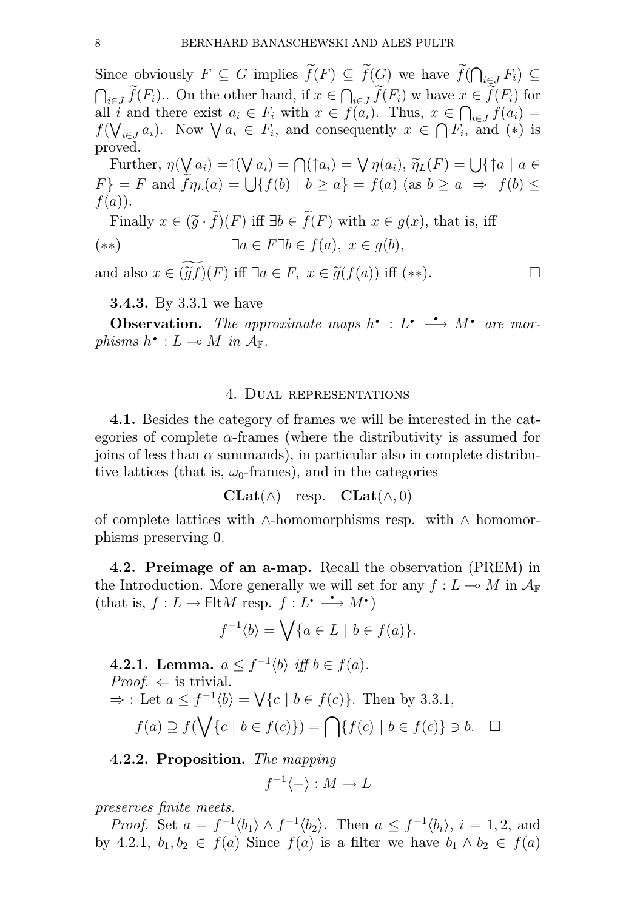Since obviously $F \subseteq G$ implies $\widetilde{f}(F) \subseteq \widetilde{f}(G)$ we have $\widetilde{f}(\bigcap_{i \in J} F_i) \subseteq \bigcap_{i \in J} \widetilde{f}(F_i)$.. On the other hand, if $x \in \bigcap_{i \in J} \widetilde{f}(F_i)$ w have $x \in \widetilde{f}(F_i)$ for all $i$ and there exist $a_i \in F_i$ with $x \in f(a_i)$. Thus, $x \in \bigcap_{i \in J} f(a_i) = f(\bigvee_{i \in J} a_i)$. Now $\bigvee a_i \in F_i$, and consequently $x \in \bigcap F_i$, and $(*)$ is proved.

Further, $\eta(\bigvee a_i) = \uparrow(\bigvee a_i) = \bigcap(\uparrow a_i) = \bigvee \eta(a_i)$, $\widetilde{\eta}_L(F) = \bigcup\{\uparrow a \mid a \in F\} = F$ and $\widetilde{f}\eta_L(a) = \bigcup\{f(b) \mid b \geq a\} = f(a)$ (as $b \geq a \;\Rightarrow\; f(b) \leq f(a)$).

Finally $x \in (\widetilde{g} \cdot \widetilde{f})(F)$ iff $\exists b \in \widetilde{f}(F)$ with $x \in g(x)$, that is, iff

$$(**) \qquad\qquad \exists a \in F \exists b \in f(a),\ x \in g(b),$$

and also $x \in (\widetilde{gf})(F)$ iff $\exists a \in F,\ x \in \widetilde{g}(f(a))$ iff $(**)$. $\square$

**3.4.3.** By 3.3.1 we have

**Observation.** *The approximate maps $h^\bullet : L^\bullet \overset{\bullet}{\longrightarrow} M^\bullet$ are morphisms $h^\bullet : L \multimap M$ in $\mathcal{A}_{\mathbb{F}}$.*

## 4. Dual representations

**4.1.** Besides the category of frames we will be interested in the categories of complete $\alpha$-frames (where the distributivity is assumed for joins of less than $\alpha$ summands), in particular also in complete distributive lattices (that is, $\omega_0$-frames), and in the categories

$$\mathbf{CLat}(\wedge) \quad \text{resp.} \quad \mathbf{CLat}(\wedge, 0)$$

of complete lattices with $\wedge$-homomorphisms resp. with $\wedge$ homomorphisms preserving 0.

**4.2. Preimage of an a-map.** Recall the observation (PREM) in the Introduction. More generally we will set for any $f : L \multimap M$ in $\mathcal{A}_{\mathbb{F}}$ (that is, $f : L \to \mathsf{Flt}M$ resp. $f : L^\bullet \overset{\bullet}{\longrightarrow} M^\bullet$)

$$f^{-1}\langle b \rangle = \bigvee\{a \in L \mid b \in f(a)\}.$$

**4.2.1. Lemma.** *$a \leq f^{-1}\langle b \rangle$ iff $b \in f(a)$.*
*Proof.* $\Leftarrow$ is trivial.
$\Rightarrow$ : Let $a \leq f^{-1}\langle b \rangle = \bigvee\{c \mid b \in f(c)\}$. Then by 3.3.1,

$$f(a) \supseteq f(\bigvee\{c \mid b \in f(c)\}) = \bigcap\{f(c) \mid b \in f(c)\} \ni b. \quad \square$$

**4.2.2. Proposition.** *The mapping*

$$f^{-1}\langle - \rangle : M \to L$$

*preserves finite meets.*

*Proof.* Set $a = f^{-1}\langle b_1 \rangle \wedge f^{-1}\langle b_2 \rangle$. Then $a \leq f^{-1}\langle b_i \rangle$, $i = 1, 2$, and by 4.2.1, $b_1, b_2 \in f(a)$ Since $f(a)$ is a filter we have $b_1 \wedge b_2 \in f(a)$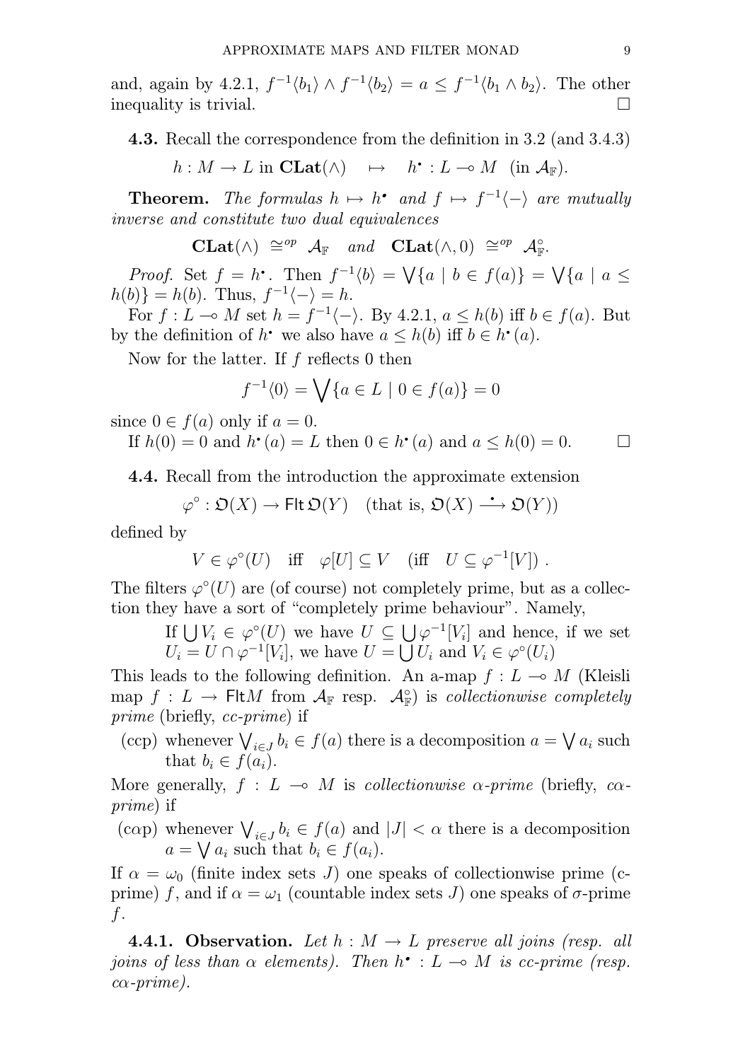and, again by 4.2.1, $f^{-1}\langle b_1\rangle \wedge f^{-1}\langle b_2\rangle = a \leq f^{-1}\langle b_1 \wedge b_2\rangle$. The other inequality is trivial. $\square$

**4.3.** Recall the correspondence from the definition in 3.2 (and 3.4.3)

$$h : M \to L \text{ in } \mathbf{CLat}(\wedge) \quad \mapsto \quad h^\bullet : L \multimap M \ \ (\text{in } \mathcal{A}_{\mathbb{F}}).$$

**Theorem.** *The formulas $h \mapsto h^\bullet$ and $f \mapsto f^{-1}\langle - \rangle$ are mutually inverse and constitute two dual equivalences*

$$\mathbf{CLat}(\wedge) \ \cong^{op} \ \mathcal{A}_{\mathbb{F}} \quad \textit{and} \quad \mathbf{CLat}(\wedge, 0) \ \cong^{op} \ \mathcal{A}^\circ_{\mathbb{F}}.$$

*Proof.* Set $f = h^\bullet$. Then $f^{-1}\langle b\rangle = \bigvee\{a \mid b \in f(a)\} = \bigvee\{a \mid a \leq h(b)\} = h(b)$. Thus, $f^{-1}\langle - \rangle = h$.

For $f : L \multimap M$ set $h = f^{-1}\langle - \rangle$. By 4.2.1, $a \leq h(b)$ iff $b \in f(a)$. But by the definition of $h^\bullet$ we also have $a \leq h(b)$ iff $b \in h^\bullet(a)$.

Now for the latter. If $f$ reflects 0 then

$$f^{-1}\langle 0\rangle = \bigvee\{a \in L \mid 0 \in f(a)\} = 0$$

since $0 \in f(a)$ only if $a = 0$.

If $h(0) = 0$ and $h^\bullet(a) = L$ then $0 \in h^\bullet(a)$ and $a \leq h(0) = 0$. $\square$

**4.4.** Recall from the introduction the approximate extension

$$\varphi^\circ : \mathfrak{O}(X) \to \mathsf{Flt}\,\mathfrak{O}(Y) \quad (\text{that is, } \mathfrak{O}(X) \stackrel{\bullet}{\longrightarrow} \mathfrak{O}(Y))$$

defined by

$$V \in \varphi^\circ(U) \quad \text{iff} \quad \varphi[U] \subseteq V \quad (\text{iff} \quad U \subseteq \varphi^{-1}[V])\ .$$

The filters $\varphi^\circ(U)$ are (of course) not completely prime, but as a collection they have a sort of "completely prime behaviour". Namely,

> If $\bigcup V_i \in \varphi^\circ(U)$ we have $U \subseteq \bigcup \varphi^{-1}[V_i]$ and hence, if we set $U_i = U \cap \varphi^{-1}[V_i]$, we have $U = \bigcup U_i$ and $V_i \in \varphi^\circ(U_i)$

This leads to the following definition. An a-map $f : L \multimap M$ (Kleisli map $f : L \to \mathsf{Flt}M$ from $\mathcal{A}_{\mathbb{F}}$ resp. $\mathcal{A}^\circ_{\mathbb{F}}$) is *collectionwise completely prime* (briefly, *cc-prime*) if

- (ccp) whenever $\bigvee_{i\in J} b_i \in f(a)$ there is a decomposition $a = \bigvee a_i$ such that $b_i \in f(a_i)$.

More generally, $f : L \multimap M$ is *collectionwise $\alpha$-prime* (briefly, *c$\alpha$-prime*) if

- (c$\alpha$p) whenever $\bigvee_{i\in J} b_i \in f(a)$ and $|J| < \alpha$ there is a decomposition $a = \bigvee a_i$ such that $b_i \in f(a_i)$.

If $\alpha = \omega_0$ (finite index sets $J$) one speaks of collectionwise prime (c-prime) $f$, and if $\alpha = \omega_1$ (countable index sets $J$) one speaks of $\sigma$-prime $f$.

**4.4.1. Observation.** *Let $h : M \to L$ preserve all joins (resp. all joins of less than $\alpha$ elements). Then $h^\bullet : L \multimap M$ is cc-prime (resp. c$\alpha$-prime).*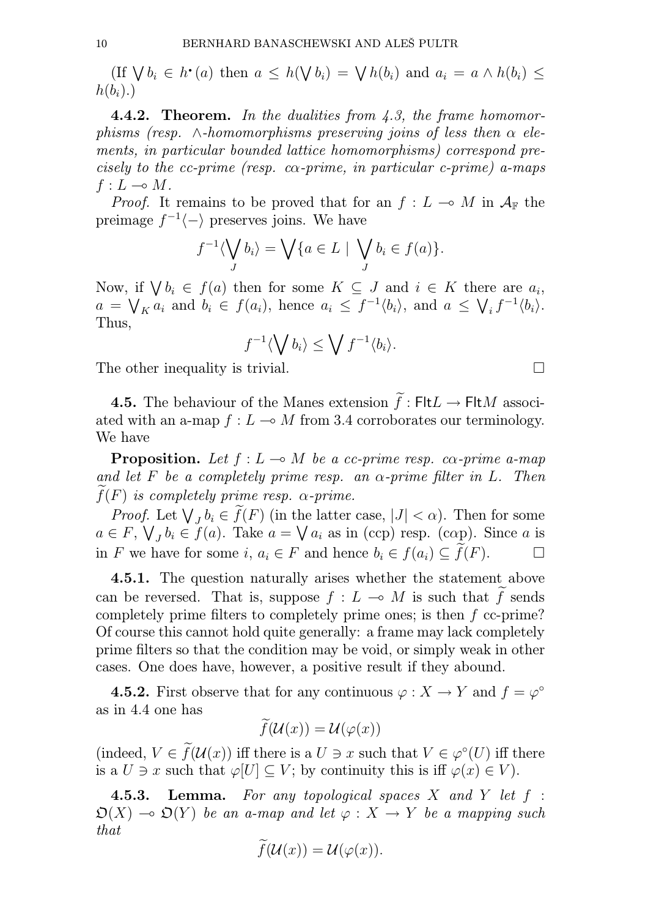(If $\bigvee b_i \in h^\bullet(a)$ then $a \le h(\bigvee b_i) = \bigvee h(b_i)$ and $a_i = a \wedge h(b_i) \le h(b_i)$.)

**4.4.2. Theorem.** *In the dualities from 4.3, the frame homomorphisms (resp. $\wedge$-homomorphisms preserving joins of less then $\alpha$ elements, in particular bounded lattice homomorphisms) correspond precisely to the cc-prime (resp. c$\alpha$-prime, in particular c-prime) a-maps $f : L \multimap M$.*

*Proof.* It remains to be proved that for an $f : L \multimap M$ in $\mathcal{A}_{\mathbb{F}}$ the preimage $f^{-1}\langle - \rangle$ preserves joins. We have

$$f^{-1}\langle \bigvee_J b_i \rangle = \bigvee \{a \in L \mid \bigvee_J b_i \in f(a)\}.$$

Now, if $\bigvee b_i \in f(a)$ then for some $K \subseteq J$ and $i \in K$ there are $a_i$, $a = \bigvee_K a_i$ and $b_i \in f(a_i)$, hence $a_i \le f^{-1}\langle b_i \rangle$, and $a \le \bigvee_i f^{-1}\langle b_i \rangle$. Thus,

$$f^{-1}\langle \bigvee b_i \rangle \le \bigvee f^{-1}\langle b_i \rangle.$$

The other inequality is trivial. $\square$

**4.5.** The behaviour of the Manes extension $\widetilde{f} : \mathsf{Flt}L \to \mathsf{Flt}M$ associated with an a-map $f : L \multimap M$ from 3.4 corroborates our terminology. We have

**Proposition.** *Let $f : L \multimap M$ be a cc-prime resp. c$\alpha$-prime a-map and let $F$ be a completely prime resp. an $\alpha$-prime filter in $L$. Then $\widetilde{f}(F)$ is completely prime resp. $\alpha$-prime.*

*Proof.* Let $\bigvee_J b_i \in \widetilde{f}(F)$ (in the latter case, $|J| < \alpha$). Then for some $a \in F$, $\bigvee_J b_i \in f(a)$. Take $a = \bigvee a_i$ as in (ccp) resp. (c$\alpha$p). Since $a$ is in $F$ we have for some $i$, $a_i \in F$ and hence $b_i \in f(a_i) \subseteq \widetilde{f}(F)$. $\square$

**4.5.1.** The question naturally arises whether the statement above can be reversed. That is, suppose $f : L \multimap M$ is such that $\widetilde{f}$ sends completely prime filters to completely prime ones; is then $f$ cc-prime? Of course this cannot hold quite generally: a frame may lack completely prime filters so that the condition may be void, or simply weak in other cases. One does have, however, a positive result if they abound.

**4.5.2.** First observe that for any continuous $\varphi : X \to Y$ and $f = \varphi^\circ$ as in 4.4 one has

$$\widetilde{f}(\mathcal{U}(x)) = \mathcal{U}(\varphi(x))$$

(indeed, $V \in \widetilde{f}(\mathcal{U}(x))$ iff there is a $U \ni x$ such that $V \in \varphi^\circ(U)$ iff there is a $U \ni x$ such that $\varphi[U] \subseteq V$; by continuity this is iff $\varphi(x) \in V$).

**4.5.3. Lemma.** *For any topological spaces $X$ and $Y$ let $f : \mathfrak{O}(X) \multimap \mathfrak{O}(Y)$ be an a-map and let $\varphi : X \to Y$ be a mapping such that*

$$\widetilde{f}(\mathcal{U}(x)) = \mathcal{U}(\varphi(x)).$$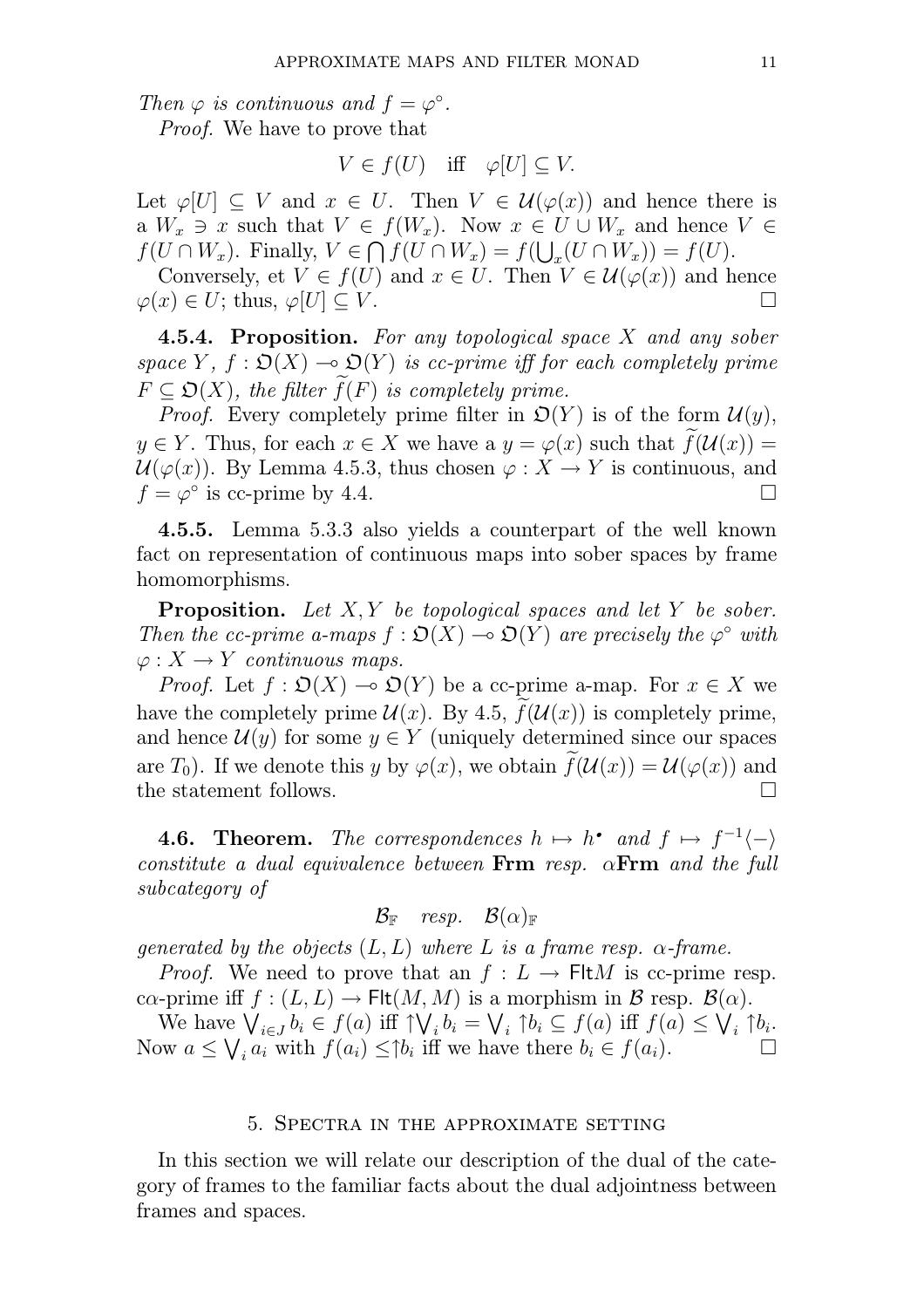*Then $\varphi$ is continuous and $f = \varphi^\circ$.*

*Proof.* We have to prove that

$$V \in f(U) \quad \text{iff} \quad \varphi[U] \subseteq V.$$

Let $\varphi[U] \subseteq V$ and $x \in U$. Then $V \in \mathcal{U}(\varphi(x))$ and hence there is a $W_x \ni x$ such that $V \in f(W_x)$. Now $x \in U \cup W_x$ and hence $V \in f(U \cap W_x)$. Finally, $V \in \bigcap f(U \cap W_x) = f(\bigcup_x (U \cap W_x)) = f(U)$.

Conversely, et $V \in f(U)$ and $x \in U$. Then $V \in \mathcal{U}(\varphi(x))$ and hence $\varphi(x) \in U$; thus, $\varphi[U] \subseteq V$. □

**4.5.4. Proposition.** *For any topological space $X$ and any sober space $Y$, $f : \mathfrak{O}(X) \multimap \mathfrak{O}(Y)$ is cc-prime iff for each completely prime $F \subseteq \mathfrak{O}(X)$, the filter $\widetilde{f}(F)$ is completely prime.*

*Proof.* Every completely prime filter in $\mathfrak{O}(Y)$ is of the form $\mathcal{U}(y)$, $y \in Y$. Thus, for each $x \in X$ we have a $y = \varphi(x)$ such that $\widetilde{f}(\mathcal{U}(x)) = \mathcal{U}(\varphi(x))$. By Lemma 4.5.3, thus chosen $\varphi : X \to Y$ is continuous, and $f = \varphi^\circ$ is cc-prime by 4.4. □

**4.5.5.** Lemma 5.3.3 also yields a counterpart of the well known fact on representation of continuous maps into sober spaces by frame homomorphisms.

**Proposition.** *Let $X, Y$ be topological spaces and let $Y$ be sober. Then the cc-prime a-maps $f : \mathfrak{O}(X) \multimap \mathfrak{O}(Y)$ are precisely the $\varphi^\circ$ with $\varphi : X \to Y$ continuous maps.*

*Proof.* Let $f : \mathfrak{O}(X) \multimap \mathfrak{O}(Y)$ be a cc-prime a-map. For $x \in X$ we have the completely prime $\mathcal{U}(x)$. By 4.5, $\widetilde{f}(\mathcal{U}(x))$ is completely prime, and hence $\mathcal{U}(y)$ for some $y \in Y$ (uniquely determined since our spaces are $T_0$). If we denote this $y$ by $\varphi(x)$, we obtain $\widetilde{f}(\mathcal{U}(x)) = \mathcal{U}(\varphi(x))$ and the statement follows. □

**4.6. Theorem.** *The correspondences $h \mapsto h^\bullet$ and $f \mapsto f^{-1}\langle - \rangle$ constitute a dual equivalence between* **Frm** *resp.* $\alpha$**Frm** *and the full subcategory of*

$$\mathcal{B}_{\mathbb{F}} \quad \textit{resp.} \quad \mathcal{B}(\alpha)_{\mathbb{F}}$$

*generated by the objects $(L, L)$ where $L$ is a frame resp. $\alpha$-frame.*

*Proof.* We need to prove that an $f : L \to \mathsf{Flt}M$ is cc-prime resp. c$\alpha$-prime iff $f : (L, L) \to \mathsf{Flt}(M, M)$ is a morphism in $\mathcal{B}$ resp. $\mathcal{B}(\alpha)$.

We have $\bigvee_{i \in J} b_i \in f(a)$ iff $\uparrow\bigvee_i b_i = \bigvee_i \uparrow b_i \subseteq f(a)$ iff $f(a) \leq \bigvee_i \uparrow b_i$. Now $a \leq \bigvee_i a_i$ with $f(a_i) \leq \uparrow b_i$ iff we have there $b_i \in f(a_i)$. □

## 5. Spectra in the approximate setting

In this section we will relate our description of the dual of the category of frames to the familiar facts about the dual adjointness between frames and spaces.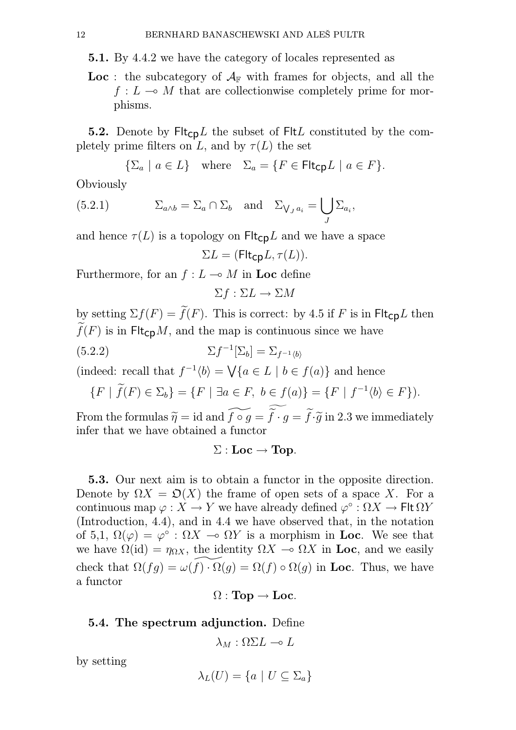**5.1.** By 4.4.2 we have the category of locales represented as

**Loc** : the subcategory of $\mathcal{A}_{\mathbb{F}}$ with frames for objects, and all the $f : L \multimap M$ that are collectionwise completely prime for morphisms.

**5.2.** Denote by $\mathsf{Flt_{cp}}L$ the subset of $\mathsf{Flt}L$ constituted by the completely prime filters on $L$, and by $\tau(L)$ the set

$$\{\Sigma_a \mid a \in L\} \quad \text{where} \quad \Sigma_a = \{F \in \mathsf{Flt_{cp}}L \mid a \in F\}.$$

Obviously

$$\Sigma_{a \wedge b} = \Sigma_a \cap \Sigma_b \quad \text{and} \quad \Sigma_{\bigvee_J a_i} = \bigcup_J \Sigma_{a_i}, \tag{5.2.1}$$

and hence $\tau(L)$ is a topology on $\mathsf{Flt_{cp}}L$ and we have a space

$$\Sigma L = (\mathsf{Flt_{cp}}L, \tau(L)).$$

Furthermore, for an $f : L \multimap M$ in **Loc** define

$$\Sigma f : \Sigma L \to \Sigma M$$

by setting $\Sigma f(F) = \widetilde{f}(F)$. This is correct: by 4.5 if $F$ is in $\mathsf{Flt_{cp}}L$ then $\widetilde{f}(F)$ is in $\mathsf{Flt_{cp}}M$, and the map is continuous since we have

$$\Sigma f^{-1}[\Sigma_b] = \Sigma_{f^{-1}\langle b \rangle} \tag{5.2.2}$$

(indeed: recall that $f^{-1}\langle b \rangle = \bigvee\{a \in L \mid b \in f(a)\}$ and hence

$$\{F \mid \widetilde{f}(F) \in \Sigma_b\} = \{F \mid \exists a \in F,\ b \in f(a)\} = \{F \mid f^{-1}\langle b \rangle \in F\}).$$

From the formulas $\widetilde{\eta} = \mathrm{id}$ and $\widetilde{f \circ g} = \widetilde{\widetilde{f} \cdot g} = \widetilde{f} \cdot \widetilde{g}$ in 2.3 we immediately infer that we have obtained a functor

$$\Sigma : \mathbf{Loc} \to \mathbf{Top}.$$

**5.3.** Our next aim is to obtain a functor in the opposite direction. Denote by $\Omega X = \mathfrak{O}(X)$ the frame of open sets of a space $X$. For a continuous map $\varphi : X \to Y$ we have already defined $\varphi^\circ : \Omega X \to \mathsf{Flt}\,\Omega Y$ (Introduction, 4.4), and in 4.4 we have observed that, in the notation of 5,1, $\Omega(\varphi) = \varphi^\circ : \Omega X \multimap \Omega Y$ is a morphism in **Loc**. We see that we have $\Omega(\mathrm{id}) = \eta_{\Omega X}$, the identity $\Omega X \multimap \Omega X$ in **Loc**, and we easily check that $\Omega(fg) = \omega(f) \cdot \widetilde{\Omega(g)} = \Omega(f) \circ \Omega(g)$ in **Loc**. Thus, we have a functor

$$\Omega : \mathbf{Top} \to \mathbf{Loc}.$$

**5.4. The spectrum adjunction.** Define

$$\lambda_M : \Omega\Sigma L \multimap L$$

by setting

$$\lambda_L(U) = \{a \mid U \subseteq \Sigma_a\}$$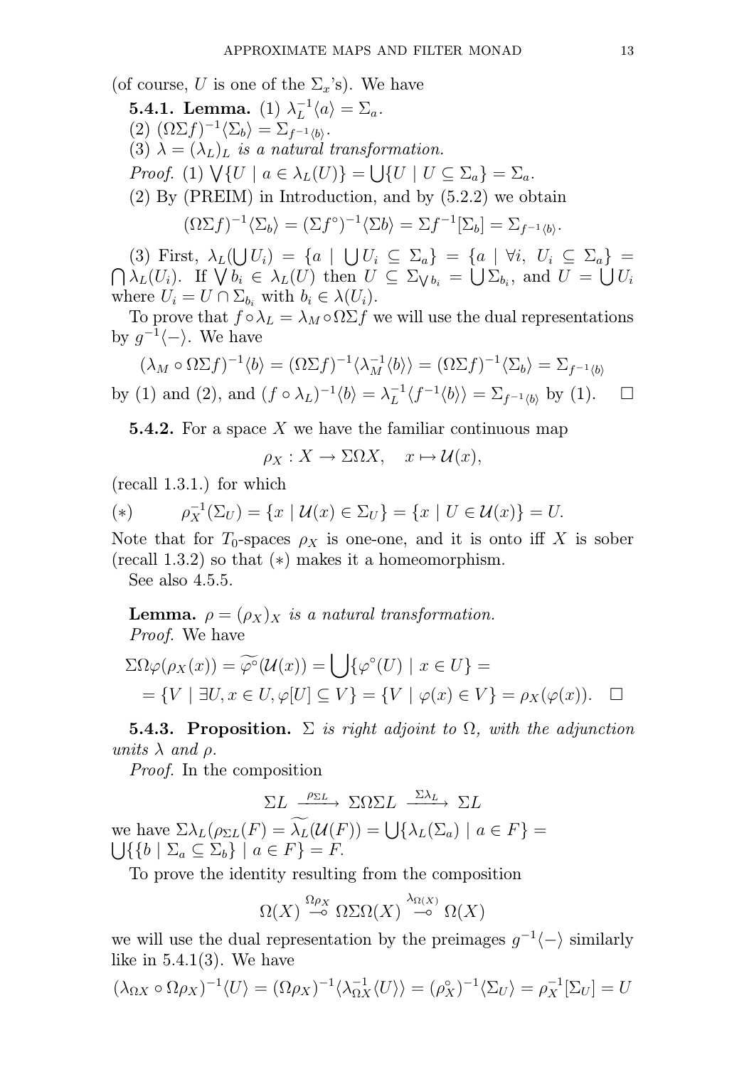(of course, $U$ is one of the $\Sigma_x$'s). We have

**5.4.1. Lemma.** (1) $\lambda_L^{-1}\langle a\rangle = \Sigma_a$.

(2) $(\Omega\Sigma f)^{-1}\langle\Sigma_b\rangle = \Sigma_{f^{-1}\langle b\rangle}$.

(3) $\lambda = (\lambda_L)_L$ *is a natural transformation.*

*Proof.* (1) $\bigvee\{U \mid a \in \lambda_L(U)\} = \bigcup\{U \mid U \subseteq \Sigma_a\} = \Sigma_a$.

(2) By (PREIM) in Introduction, and by (5.2.2) we obtain

$$(\Omega\Sigma f)^{-1}\langle\Sigma_b\rangle = (\Sigma f^\circ)^{-1}\langle\Sigma b\rangle = \Sigma f^{-1}[\Sigma_b] = \Sigma_{f^{-1}\langle b\rangle}.$$

(3) First, $\lambda_L(\bigcup U_i) = \{a \mid \bigcup U_i \subseteq \Sigma_a\} = \{a \mid \forall i,\ U_i \subseteq \Sigma_a\} = \bigcap \lambda_L(U_i)$. If $\bigvee b_i \in \lambda_L(U)$ then $U \subseteq \Sigma_{\bigvee b_i} = \bigcup \Sigma_{b_i}$, and $U = \bigcup U_i$ where $U_i = U \cap \Sigma_{b_i}$ with $b_i \in \lambda(U_i)$.

To prove that $f \circ \lambda_L = \lambda_M \circ \Omega\Sigma f$ we will use the dual representations by $g^{-1}\langle - \rangle$. We have

$$(\lambda_M \circ \Omega\Sigma f)^{-1}\langle b\rangle = (\Omega\Sigma f)^{-1}\langle\lambda_M^{-1}\langle b\rangle\rangle = (\Omega\Sigma f)^{-1}\langle\Sigma_b\rangle = \Sigma_{f^{-1}\langle b\rangle}$$

by (1) and (2), and $(f \circ \lambda_L)^{-1}\langle b\rangle = \lambda_L^{-1}\langle f^{-1}\langle b\rangle\rangle = \Sigma_{f^{-1}\langle b\rangle}$ by (1). $\square$

**5.4.2.** For a space $X$ we have the familiar continuous map

$$\rho_X : X \to \Sigma\Omega X, \quad x \mapsto \mathcal{U}(x),$$

(recall 1.3.1.) for which

$$(*) \qquad \rho_X^{-1}(\Sigma_U) = \{x \mid \mathcal{U}(x) \in \Sigma_U\} = \{x \mid U \in \mathcal{U}(x)\} = U.$$

Note that for $T_0$-spaces $\rho_X$ is one-one, and it is onto iff $X$ is sober (recall 1.3.2) so that $(*)$ makes it a homeomorphism.

See also 4.5.5.

**Lemma.** $\rho = (\rho_X)_X$ *is a natural transformation.*

*Proof.* We have

$$\Sigma\Omega\varphi(\rho_X(x)) = \widetilde{\varphi^\circ}(\mathcal{U}(x)) = \bigcup\{\varphi^\circ(U) \mid x \in U\} =$$
$$= \{V \mid \exists U, x \in U, \varphi[U] \subseteq V\} = \{V \mid \varphi(x) \in V\} = \rho_X(\varphi(x)). \quad \square$$

**5.4.3. Proposition.** $\Sigma$ *is right adjoint to* $\Omega$*, with the adjunction units* $\lambda$ *and* $\rho$*.*

*Proof.* In the composition

$$\Sigma L \xrightarrow{\rho_{\Sigma L}} \Sigma\Omega\Sigma L \xrightarrow{\Sigma\lambda_L} \Sigma L$$

we have $\Sigma\lambda_L(\rho_{\Sigma L}(F) = \widetilde{\lambda_L}(\mathcal{U}(F)) = \bigcup\{\lambda_L(\Sigma_a) \mid a \in F\} = \bigcup\{\{b \mid \Sigma_a \subseteq \Sigma_b\} \mid a \in F\} = F$.

To prove the identity resulting from the composition

$$\Omega(X) \overset{\Omega\rho_X}{\multimap} \Omega\Sigma\Omega(X) \overset{\lambda_{\Omega(X)}}{\multimap} \Omega(X)$$

we will use the dual representation by the preimages $g^{-1}\langle - \rangle$ similarly like in 5.4.1(3). We have

$$(\lambda_{\Omega X} \circ \Omega\rho_X)^{-1}\langle U\rangle = (\Omega\rho_X)^{-1}\langle\lambda_{\Omega X}^{-1}\langle U\rangle\rangle = (\rho_X^\circ)^{-1}\langle\Sigma_U\rangle = \rho_X^{-1}[\Sigma_U] = U$$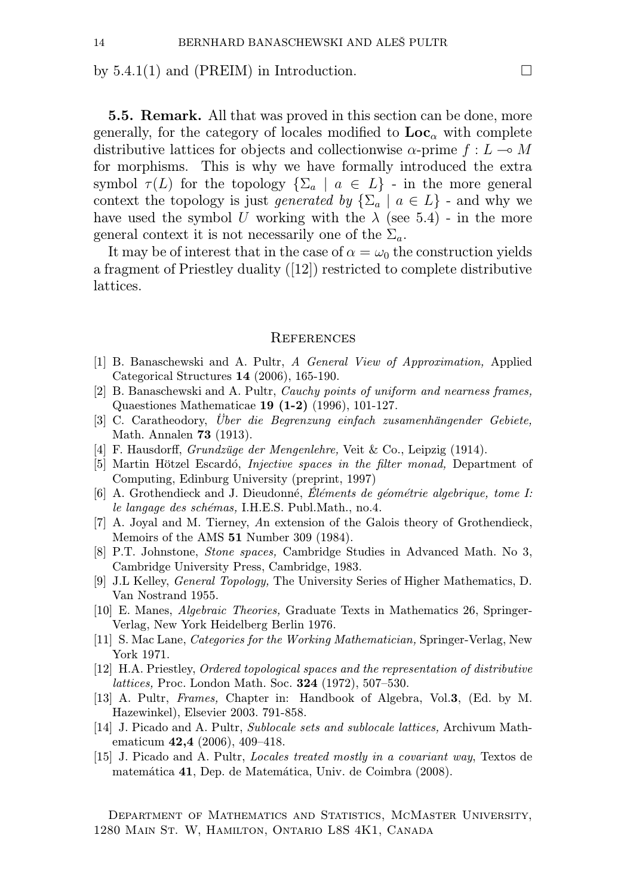by 5.4.1(1) and (PREIM) in Introduction. □

**5.5. Remark.** All that was proved in this section can be done, more generally, for the category of locales modified to $\mathbf{Loc}_\alpha$ with complete distributive lattices for objects and collectionwise $\alpha$-prime $f : L \multimap M$ for morphisms. This is why we have formally introduced the extra symbol $\tau(L)$ for the topology $\{\Sigma_a \mid a \in L\}$ - in the more general context the topology is just *generated by* $\{\Sigma_a \mid a \in L\}$ - and why we have used the symbol $U$ working with the $\lambda$ (see 5.4) - in the more general context it is not necessarily one of the $\Sigma_a$.

It may be of interest that in the case of $\alpha = \omega_0$ the construction yields a fragment of Priestley duality ([12]) restricted to complete distributive lattices.

## References

[1] B. Banaschewski and A. Pultr, *A General View of Approximation,* Applied Categorical Structures **14** (2006), 165-190.

[2] B. Banaschewski and A. Pultr, *Cauchy points of uniform and nearness frames,* Quaestiones Mathematicae **19 (1-2)** (1996), 101-127.

[3] C. Caratheodory, *Über die Begrenzung einfach zusamenhängender Gebiete,* Math. Annalen **73** (1913).

[4] F. Hausdorff, *Grundzüge der Mengenlehre,* Veit & Co., Leipzig (1914).

[5] Martin Hötzel Escardó, *Injective spaces in the filter monad,* Department of Computing, Edinburg University (preprint, 1997)

[6] A. Grothendieck and J. Dieudonné, *Éléments de géométrie algebrique, tome I: le langage des schémas,* I.H.E.S. Publ.Math., no.4.

[7] A. Joyal and M. Tierney, *A*n extension of the Galois theory of Grothendieck, Memoirs of the AMS **51** Number 309 (1984).

[8] P.T. Johnstone, *Stone spaces,* Cambridge Studies in Advanced Math. No 3, Cambridge University Press, Cambridge, 1983.

[9] J.L Kelley, *General Topology,* The University Series of Higher Mathematics, D. Van Nostrand 1955.

[10] E. Manes, *Algebraic Theories,* Graduate Texts in Mathematics 26, Springer-Verlag, New York Heidelberg Berlin 1976.

[11] S. Mac Lane, *Categories for the Working Mathematician,* Springer-Verlag, New York 1971.

[12] H.A. Priestley, *Ordered topological spaces and the representation of distributive lattices,* Proc. London Math. Soc. **324** (1972), 507–530.

[13] A. Pultr, *Frames,* Chapter in: Handbook of Algebra, Vol.**3**, (Ed. by M. Hazewinkel), Elsevier 2003. 791-858.

[14] J. Picado and A. Pultr, *Sublocale sets and sublocale lattices,* Archivum Mathematicum **42,4** (2006), 409–418.

[15] J. Picado and A. Pultr, *Locales treated mostly in a covariant way*, Textos de matemática **41**, Dep. de Matemática, Univ. de Coimbra (2008).

Department of Mathematics and Statistics, McMaster University, 1280 Main St. W, Hamilton, Ontario L8S 4K1, Canada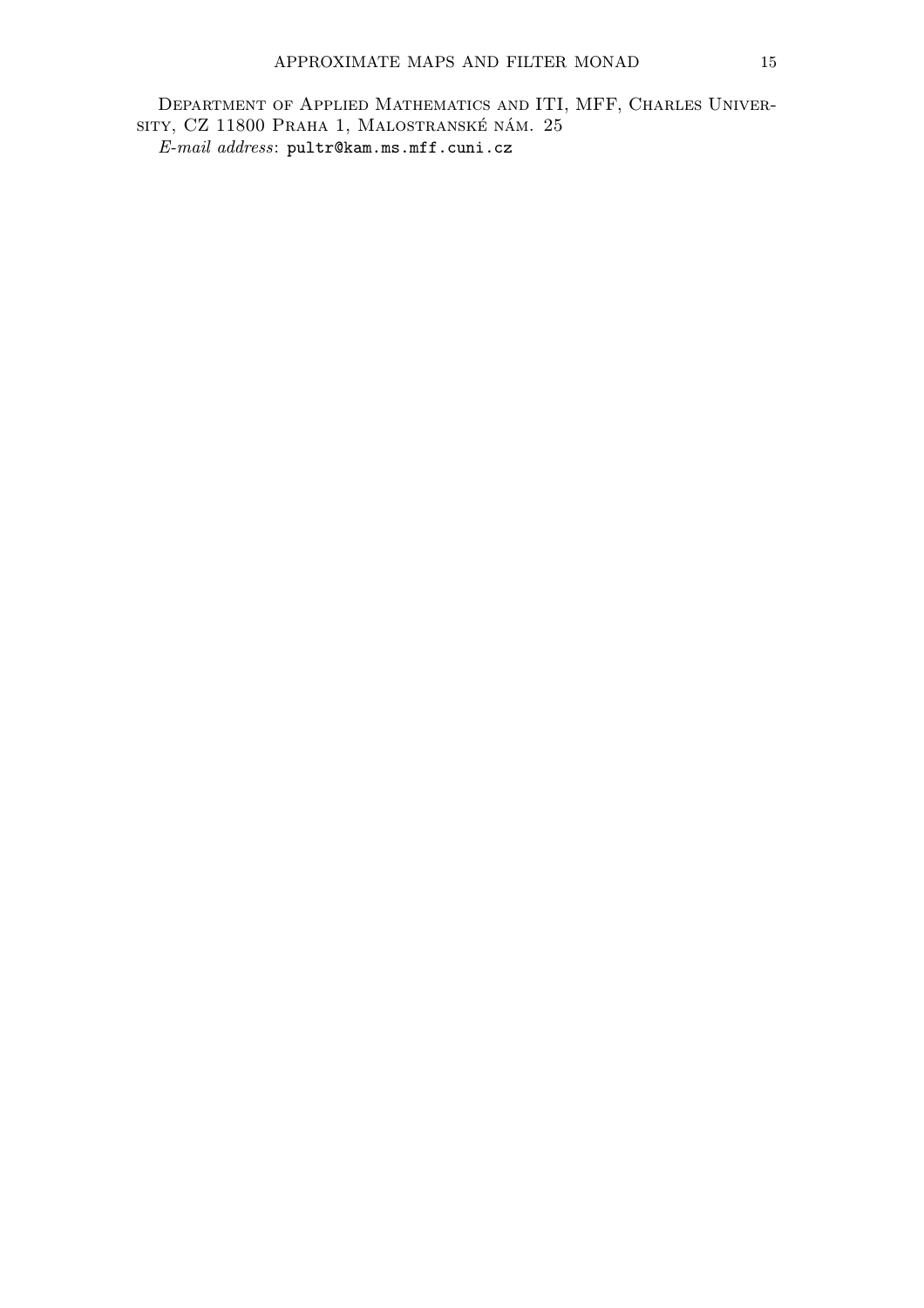Department of Applied Mathematics and ITI, MFF, Charles University, CZ 11800 Praha 1, Malostranské nám. 25

*E-mail address*: pultr@kam.ms.mff.cuni.cz